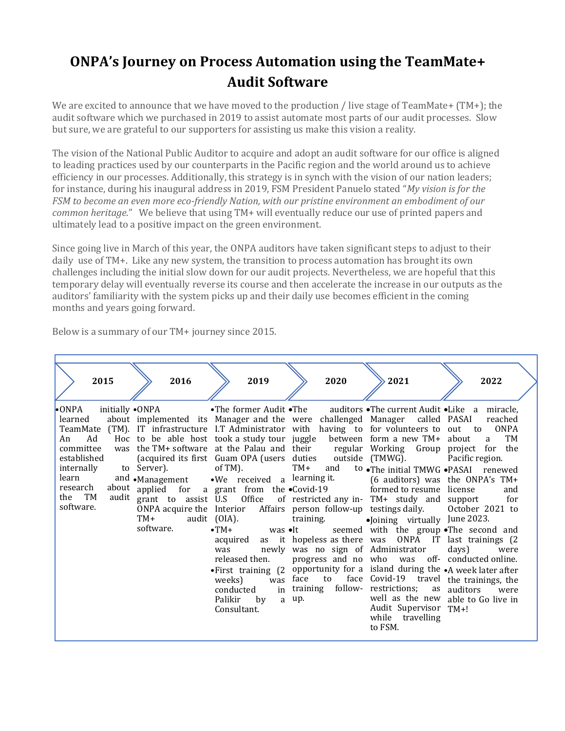# ONPA's Journey on Process Automation using the TeamMate+ Audit Software

We are excited to announce that we have moved to the production / live stage of TeamMate+ (TM+); the audit software which we purchased in 2019 to assist automate most parts of our audit processes. Slow but sure, we are grateful to our supporters for assisting us make this vision a reality.

The vision of the National Public Auditor to acquire and adopt an audit software for our office is aligned to leading practices used by our counterparts in the Pacific region and the world around us to achieve efficiency in our processes. Additionally, this strategy is in synch with the vision of our nation leaders; for instance, during his inaugural address in 2019, FSM President Panuelo stated "*My vision is for the FSM to become an even more eco-friendly Nation, with our pristine environment an embodiment of our common heritage*." We believe that using TM+ will eventually reduce our use of printed papers and ultimately lead to a positive impact on the green environment.

Since going live in March of this year, the ONPA auditors have taken significant steps to adjust to their daily use of TM+. Like any new system, the transition to process automation has brought its own challenges including the initial slow down for our audit projects. Nevertheless, we are hopeful that this temporary delay will eventually reverse its course and then accelerate the increase in our outputs as the auditors' familiarity with the system picks up and their daily use becomes efficient in the coming months and years going forward.

Below is a summary of our TM+ journey since 2015.

| 2015 | 2016 | 2019 | 2020 | 2021 | 2022 |
|---|---|---|---|---|---|
| • ONPA initially learned about TeamMate (TM). An Ad Hoc committee was established internally to learn and research about the TM audit software. | • ONPA implemented its IT infrastructure to be able host the TM+ software (acquired its first Server).<br>• Management applied for a grant to assist ONPA acquire the TM+ audit software. | • The former Audit Manager and the I.T Administrator took a study tour at the Palau and Guam OPA (users of TM).<br>• We received a grant from the U.S Office of Interior Affairs (OIA).<br>• TM+ was acquired as it was newly released then.<br>• First training (2 weeks) was conducted in Palikir by a Consultant. | • The auditors were challenged with having to juggle between their regular duties outside TM+ and to learning it.<br>• Covid-19 restricted any in-person follow-up training.<br>• It seemed hopeless as there was no sign of progress and no opportunity for a face to face training follow-up. | • The current Audit Manager called for volunteers to form a new TM+ Working Group (TMWG).<br>• The initial TMWG (6 auditors) was formed to resume TM+ study and testings daily.<br>• Joining virtually with the group was ONPA IT Administrator who was off-island during the Covid-19 travel restrictions; as well as the new Audit Supervisor while travelling to FSM. | • Like a miracle, PASAI reached out to ONPA about a TM project for the Pacific region.<br>• PASAI renewed the ONPA's TM+ license and support for October 2021 to June 2023.<br>• The second and last trainings (2 days) were conducted online.<br>• A week later after the trainings, the auditors were able to Go live in TM+! |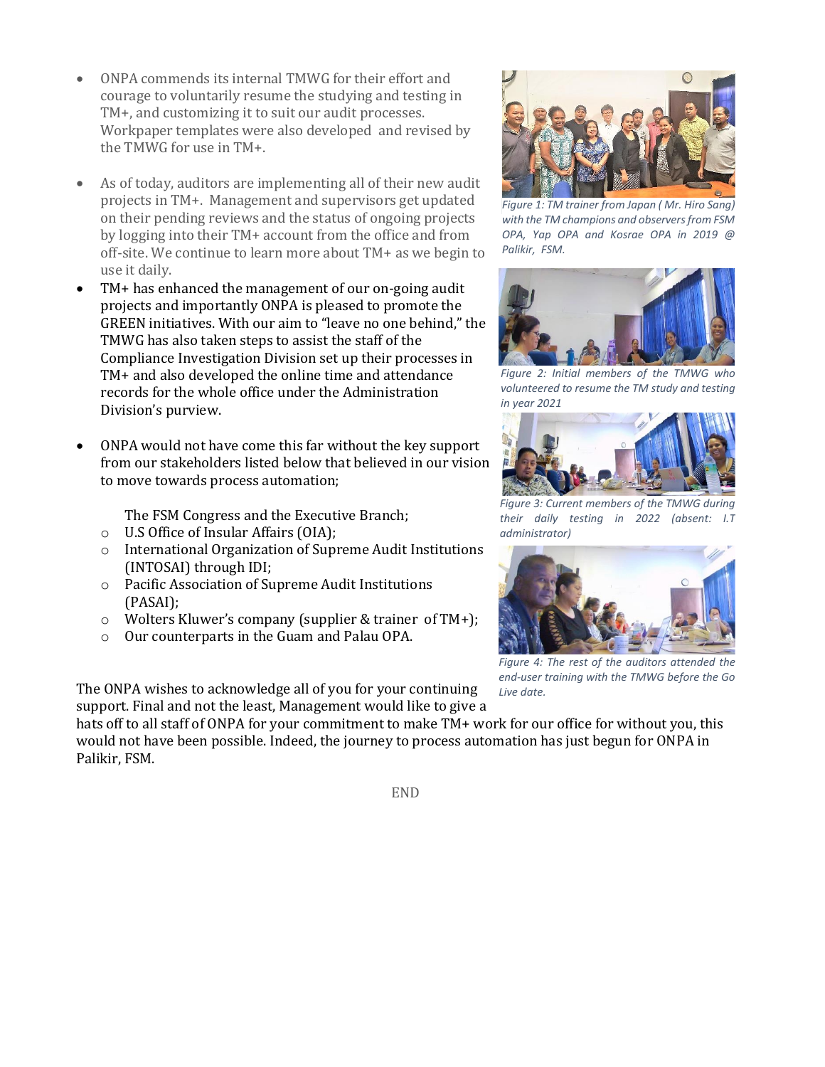- ONPA commends its internal TMWG for their effort and courage to voluntarily resume the studying and testing in TM+, and customizing it to suit our audit processes. Workpaper templates were also developed and revised by the TMWG for use in TM+.

- As of today, auditors are implementing all of their new audit projects in TM+. Management and supervisors get updated on their pending reviews and the status of ongoing projects by logging into their TM+ account from the office and from off-site. We continue to learn more about TM+ as we begin to use it daily.
- TM+ has enhanced the management of our on-going audit projects and importantly ONPA is pleased to promote the GREEN initiatives. With our aim to "leave no one behind," the TMWG has also taken steps to assist the staff of the Compliance Investigation Division set up their processes in TM+ and also developed the online time and attendance records for the whole office under the Administration Division's purview.

- ONPA would not have come this far without the key support from our stakeholders listed below that believed in our vision to move towards process automation;

  The FSM Congress and the Executive Branch;
  - U.S Office of Insular Affairs (OIA);
  - International Organization of Supreme Audit Institutions (INTOSAI) through IDI;
  - Pacific Association of Supreme Audit Institutions (PASAI);
  - Wolters Kluwer's company (supplier & trainer of TM+);
  - Our counterparts in the Guam and Palau OPA.

*Figure 1: TM trainer from Japan ( Mr. Hiro Sang) with the TM champions and observers from FSM OPA, Yap OPA and Kosrae OPA in 2019 @ Palikir, FSM.*

*Figure 2: Initial members of the TMWG who volunteered to resume the TM study and testing in year 2021*

*Figure 3: Current members of the TMWG during their daily testing in 2022 (absent: I.T administrator)*

*Figure 4: The rest of the auditors attended the end-user training with the TMWG before the Go Live date.*

The ONPA wishes to acknowledge all of you for your continuing support. Final and not the least, Management would like to give a hats off to all staff of ONPA for your commitment to make TM+ work for our office for without you, this would not have been possible. Indeed, the journey to process automation has just begun for ONPA in Palikir, FSM.

END